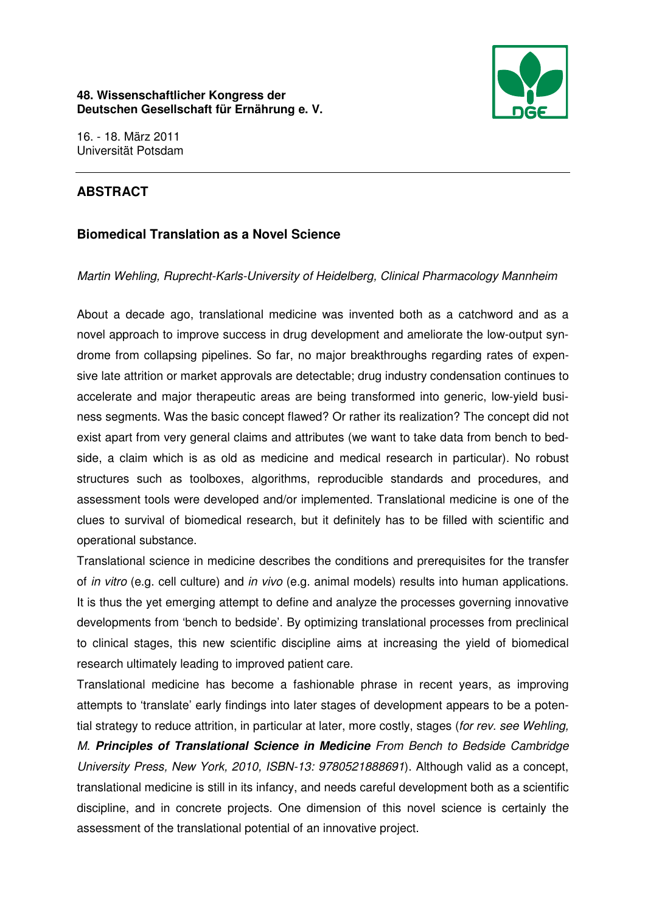**48. Wissenschaftlicher Kongress der**
**Deutschen Gesellschaft für Ernährung e. V.**

16. - 18. März 2011
Universität Potsdam

---

## ABSTRACT

### Biomedical Translation as a Novel Science

*Martin Wehling, Ruprecht-Karls-University of Heidelberg, Clinical Pharmacology Mannheim*

About a decade ago, translational medicine was invented both as a catchword and as a novel approach to improve success in drug development and ameliorate the low-output syndrome from collapsing pipelines. So far, no major breakthroughs regarding rates of expensive late attrition or market approvals are detectable; drug industry condensation continues to accelerate and major therapeutic areas are being transformed into generic, low-yield business segments. Was the basic concept flawed? Or rather its realization? The concept did not exist apart from very general claims and attributes (we want to take data from bench to bedside, a claim which is as old as medicine and medical research in particular). No robust structures such as toolboxes, algorithms, reproducible standards and procedures, and assessment tools were developed and/or implemented. Translational medicine is one of the clues to survival of biomedical research, but it definitely has to be filled with scientific and operational substance.

Translational science in medicine describes the conditions and prerequisites for the transfer of *in vitro* (e.g. cell culture) and *in vivo* (e.g. animal models) results into human applications. It is thus the yet emerging attempt to define and analyze the processes governing innovative developments from 'bench to bedside'. By optimizing translational processes from preclinical to clinical stages, this new scientific discipline aims at increasing the yield of biomedical research ultimately leading to improved patient care.

Translational medicine has become a fashionable phrase in recent years, as improving attempts to 'translate' early findings into later stages of development appears to be a potential strategy to reduce attrition, in particular at later, more costly, stages (*for rev. see Wehling, M.* ***Principles of Translational Science in Medicine*** *From Bench to Bedside Cambridge University Press, New York, 2010, ISBN-13: 9780521888691*). Although valid as a concept, translational medicine is still in its infancy, and needs careful development both as a scientific discipline, and in concrete projects. One dimension of this novel science is certainly the assessment of the translational potential of an innovative project.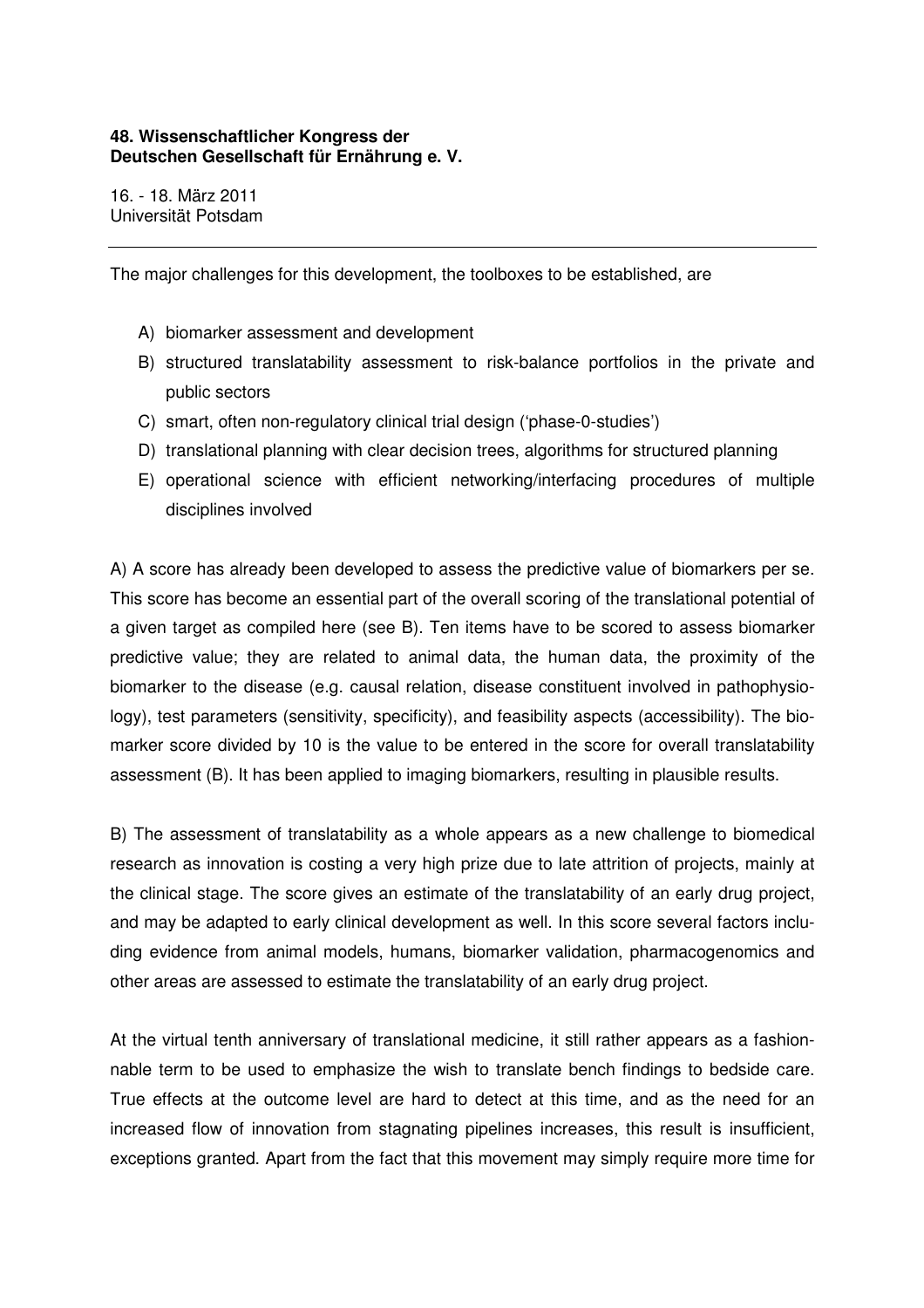The major challenges for this development, the toolboxes to be established, are

A) biomarker assessment and development
B) structured translatability assessment to risk-balance portfolios in the private and public sectors
C) smart, often non-regulatory clinical trial design ('phase-0-studies')
D) translational planning with clear decision trees, algorithms for structured planning
E) operational science with efficient networking/interfacing procedures of multiple disciplines involved

A) A score has already been developed to assess the predictive value of biomarkers per se. This score has become an essential part of the overall scoring of the translational potential of a given target as compiled here (see B). Ten items have to be scored to assess biomarker predictive value; they are related to animal data, the human data, the proximity of the biomarker to the disease (e.g. causal relation, disease constituent involved in pathophysiology), test parameters (sensitivity, specificity), and feasibility aspects (accessibility). The biomarker score divided by 10 is the value to be entered in the score for overall translatability assessment (B). It has been applied to imaging biomarkers, resulting in plausible results.

B) The assessment of translatability as a whole appears as a new challenge to biomedical research as innovation is costing a very high prize due to late attrition of projects, mainly at the clinical stage. The score gives an estimate of the translatability of an early drug project, and may be adapted to early clinical development as well. In this score several factors including evidence from animal models, humans, biomarker validation, pharmacogenomics and other areas are assessed to estimate the translatability of an early drug project.

At the virtual tenth anniversary of translational medicine, it still rather appears as a fashionnable term to be used to emphasize the wish to translate bench findings to bedside care. True effects at the outcome level are hard to detect at this time, and as the need for an increased flow of innovation from stagnating pipelines increases, this result is insufficient, exceptions granted. Apart from the fact that this movement may simply require more time for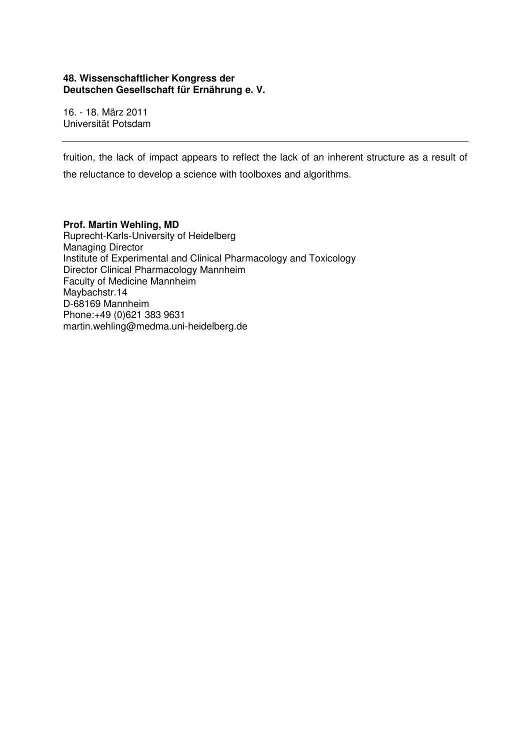fruition, the lack of impact appears to reflect the lack of an inherent structure as a result of the reluctance to develop a science with toolboxes and algorithms.

**Prof. Martin Wehling, MD**
Ruprecht-Karls-University of Heidelberg
Managing Director
Institute of Experimental and Clinical Pharmacology and Toxicology
Director Clinical Pharmacology Mannheim
Faculty of Medicine Mannheim
Maybachstr.14
D-68169 Mannheim
Phone:+49 (0)621 383 9631
martin.wehling@medma.uni-heidelberg.de